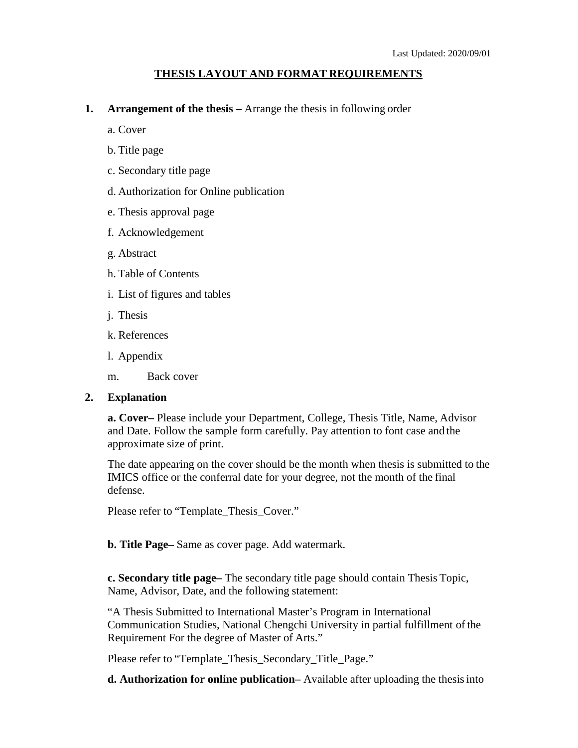Last Updated: 2020/09/01

# THESIS LAYOUT AND FORMAT REQUIREMENTS

**1. Arrangement of the thesis –** Arrange the thesis in following order

a. Cover

b. Title page

c. Secondary title page

d. Authorization for Online publication

e. Thesis approval page

f. Acknowledgement

g. Abstract

h. Table of Contents

i. List of figures and tables

j. Thesis

k. References

l. Appendix

m. Back cover

**2. Explanation**

**a. Cover–** Please include your Department, College, Thesis Title, Name, Advisor and Date. Follow the sample form carefully. Pay attention to font case and the approximate size of print.

The date appearing on the cover should be the month when thesis is submitted to the IMICS office or the conferral date for your degree, not the month of the final defense.

Please refer to "Template_Thesis_Cover."

**b. Title Page–** Same as cover page. Add watermark.

**c. Secondary title page–** The secondary title page should contain Thesis Topic, Name, Advisor, Date, and the following statement:

"A Thesis Submitted to International Master's Program in International Communication Studies, National Chengchi University in partial fulfillment of the Requirement For the degree of Master of Arts."

Please refer to "Template_Thesis_Secondary_Title_Page."

**d. Authorization for online publication–** Available after uploading the thesis into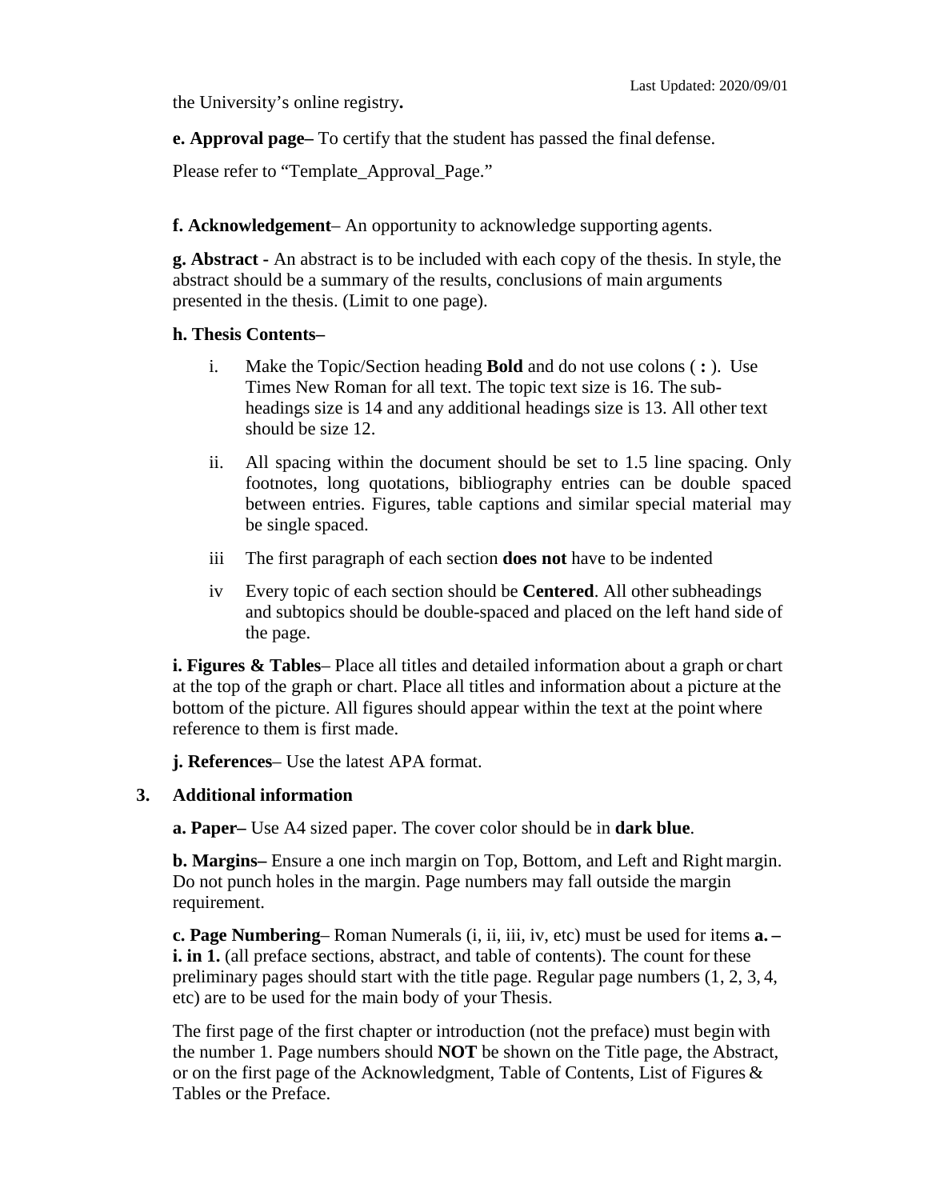the University's online registry**.**

**e. Approval page–** To certify that the student has passed the final defense.

Please refer to "Template_Approval_Page."

**f. Acknowledgement**– An opportunity to acknowledge supporting agents.

**g. Abstract -** An abstract is to be included with each copy of the thesis. In style, the abstract should be a summary of the results, conclusions of main arguments presented in the thesis. (Limit to one page).

**h. Thesis Contents–**

i. Make the Topic/Section heading **Bold** and do not use colons ( **:** ). Use Times New Roman for all text. The topic text size is 16. The sub-headings size is 14 and any additional headings size is 13. All other text should be size 12.

ii. All spacing within the document should be set to 1.5 line spacing. Only footnotes, long quotations, bibliography entries can be double spaced between entries. Figures, table captions and similar special material may be single spaced.

iii The first paragraph of each section **does not** have to be indented

iv Every topic of each section should be **Centered**. All other subheadings and subtopics should be double-spaced and placed on the left hand side of the page.

**i. Figures & Tables**– Place all titles and detailed information about a graph or chart at the top of the graph or chart. Place all titles and information about a picture at the bottom of the picture. All figures should appear within the text at the point where reference to them is first made.

**j. References**– Use the latest APA format.

**3. Additional information**

**a. Paper–** Use A4 sized paper. The cover color should be in **dark blue**.

**b. Margins–** Ensure a one inch margin on Top, Bottom, and Left and Right margin. Do not punch holes in the margin. Page numbers may fall outside the margin requirement.

**c. Page Numbering**– Roman Numerals (i, ii, iii, iv, etc) must be used for items **a. – i. in 1.** (all preface sections, abstract, and table of contents). The count for these preliminary pages should start with the title page. Regular page numbers (1, 2, 3, 4, etc) are to be used for the main body of your Thesis.

The first page of the first chapter or introduction (not the preface) must begin with the number 1. Page numbers should **NOT** be shown on the Title page, the Abstract, or on the first page of the Acknowledgment, Table of Contents, List of Figures & Tables or the Preface.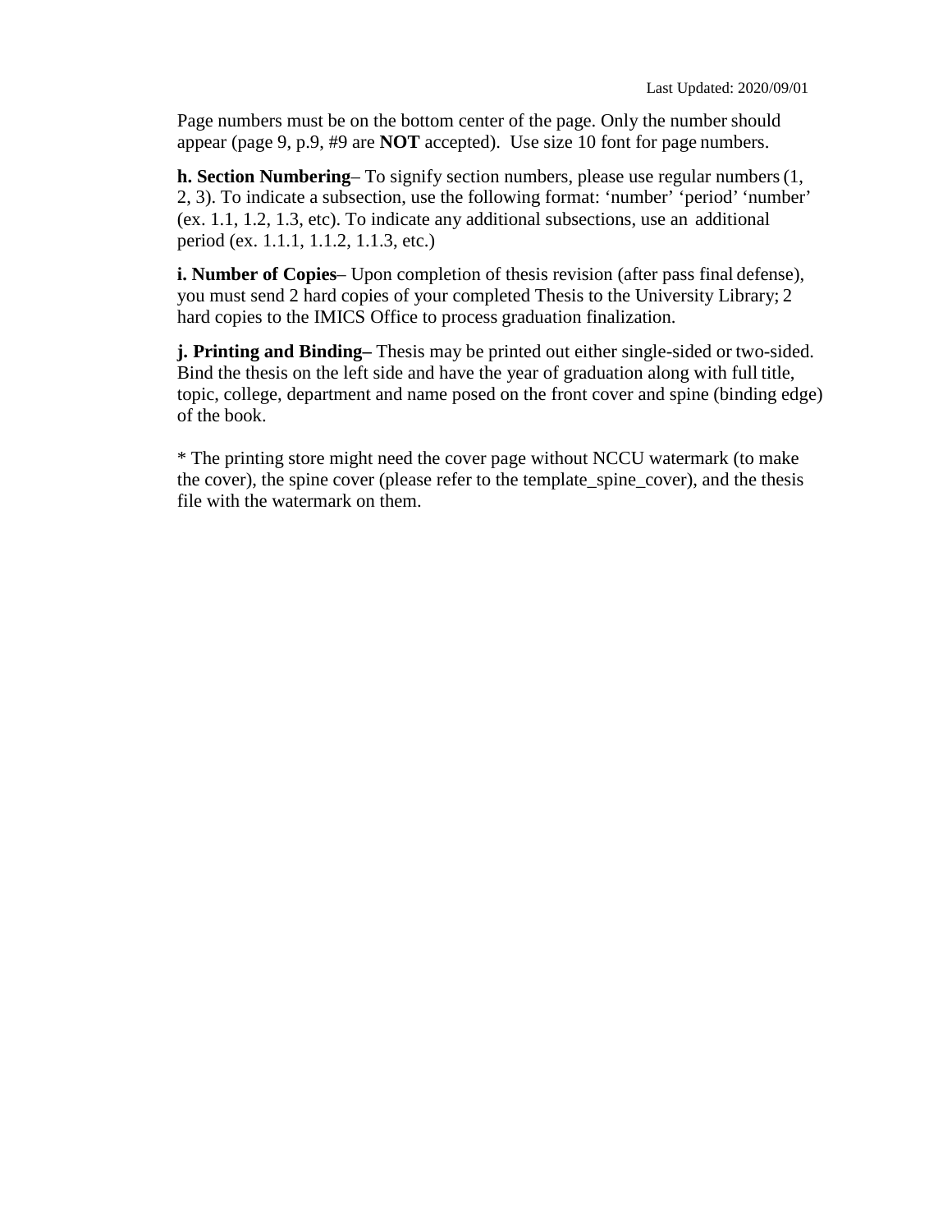Page numbers must be on the bottom center of the page. Only the number should appear (page 9, p.9, #9 are **NOT** accepted). Use size 10 font for page numbers.

**h. Section Numbering**– To signify section numbers, please use regular numbers (1, 2, 3). To indicate a subsection, use the following format: 'number' 'period' 'number' (ex. 1.1, 1.2, 1.3, etc). To indicate any additional subsections, use an additional period (ex. 1.1.1, 1.1.2, 1.1.3, etc.)

**i. Number of Copies**– Upon completion of thesis revision (after pass final defense), you must send 2 hard copies of your completed Thesis to the University Library; 2 hard copies to the IMICS Office to process graduation finalization.

**j. Printing and Binding–** Thesis may be printed out either single-sided or two-sided. Bind the thesis on the left side and have the year of graduation along with full title, topic, college, department and name posed on the front cover and spine (binding edge) of the book.

* The printing store might need the cover page without NCCU watermark (to make the cover), the spine cover (please refer to the template_spine_cover), and the thesis file with the watermark on them.